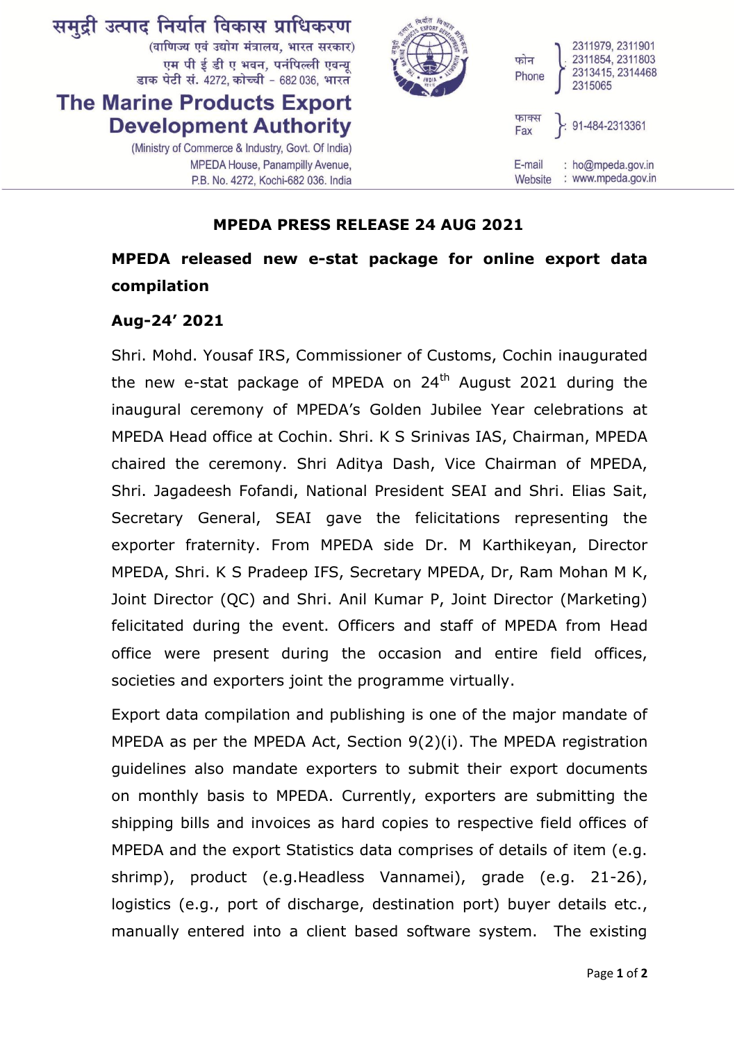समुद्री उत्पाद निर्यात विकास प्राधिकरण
(वाणिज्य एवं उद्योग मंत्रालय, भारत सरकार)
एम पी ई डी ए भवन, पनंपिल्ली एवन्यू
डाक पेटी सं. 4272, कोच्ची - 682 036, भारत

**The Marine Products Export Development Authority**
(Ministry of Commerce & Industry, Govt. Of India)
MPEDA House, Panampilly Avenue,
P.B. No. 4272, Kochi-682 036. India

फोन / Phone : 2311979, 2311901, 2311854, 2311803, 2313415, 2314468, 2315065
फाक्स / Fax : 91-484-2313361
E-mail : ho@mpeda.gov.in
Website : www.mpeda.gov.in

## MPEDA PRESS RELEASE 24 AUG 2021

### MPEDA released new e-stat package for online export data compilation

**Aug-24' 2021**

Shri. Mohd. Yousaf IRS, Commissioner of Customs, Cochin inaugurated the new e-stat package of MPEDA on 24th August 2021 during the inaugural ceremony of MPEDA's Golden Jubilee Year celebrations at MPEDA Head office at Cochin. Shri. K S Srinivas IAS, Chairman, MPEDA chaired the ceremony. Shri Aditya Dash, Vice Chairman of MPEDA, Shri. Jagadeesh Fofandi, National President SEAI and Shri. Elias Sait, Secretary General, SEAI gave the felicitations representing the exporter fraternity. From MPEDA side Dr. M Karthikeyan, Director MPEDA, Shri. K S Pradeep IFS, Secretary MPEDA, Dr, Ram Mohan M K, Joint Director (QC) and Shri. Anil Kumar P, Joint Director (Marketing) felicitated during the event. Officers and staff of MPEDA from Head office were present during the occasion and entire field offices, societies and exporters joint the programme virtually.

Export data compilation and publishing is one of the major mandate of MPEDA as per the MPEDA Act, Section 9(2)(i). The MPEDA registration guidelines also mandate exporters to submit their export documents on monthly basis to MPEDA. Currently, exporters are submitting the shipping bills and invoices as hard copies to respective field offices of MPEDA and the export Statistics data comprises of details of item (e.g. shrimp), product (e.g.Headless Vannamei), grade (e.g. 21-26), logistics (e.g., port of discharge, destination port) buyer details etc., manually entered into a client based software system. The existing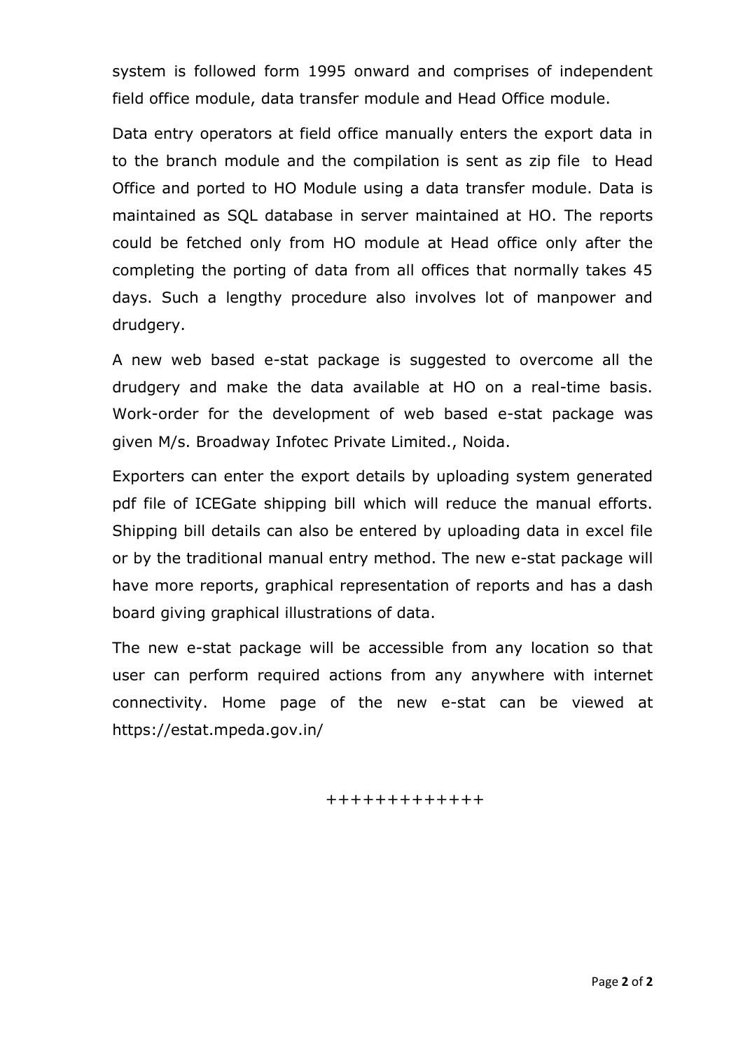system is followed form 1995 onward and comprises of independent field office module, data transfer module and Head Office module.

Data entry operators at field office manually enters the export data in to the branch module and the compilation is sent as zip file to Head Office and ported to HO Module using a data transfer module. Data is maintained as SQL database in server maintained at HO. The reports could be fetched only from HO module at Head office only after the completing the porting of data from all offices that normally takes 45 days. Such a lengthy procedure also involves lot of manpower and drudgery.

A new web based e-stat package is suggested to overcome all the drudgery and make the data available at HO on a real-time basis. Work-order for the development of web based e-stat package was given M/s. Broadway Infotec Private Limited., Noida.

Exporters can enter the export details by uploading system generated pdf file of ICEGate shipping bill which will reduce the manual efforts. Shipping bill details can also be entered by uploading data in excel file or by the traditional manual entry method. The new e-stat package will have more reports, graphical representation of reports and has a dash board giving graphical illustrations of data.

The new e-stat package will be accessible from any location so that user can perform required actions from any anywhere with internet connectivity. Home page of the new e-stat can be viewed at https://estat.mpeda.gov.in/

+++++++++++++